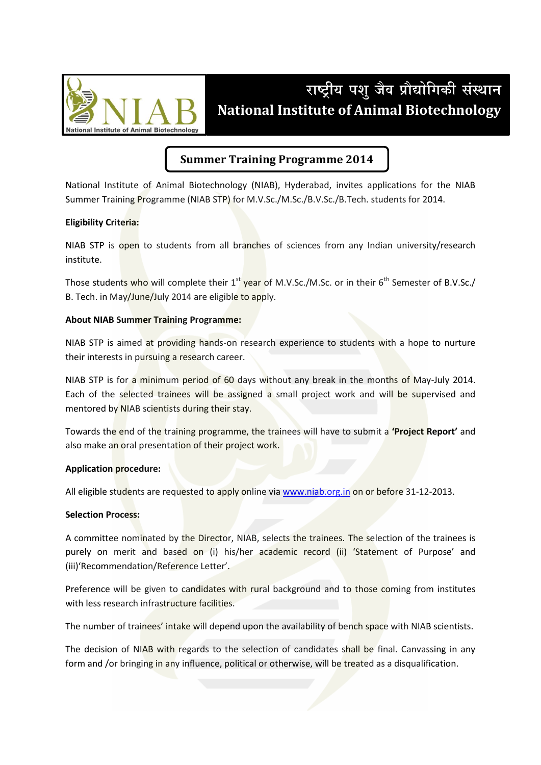# राष्ट्रीय पशु जैव प्रौद्योगिकी संस्थान
# National Institute of Animal Biotechnology

## Summer Training Programme 2014

National Institute of Animal Biotechnology (NIAB), Hyderabad, invites applications for the NIAB Summer Training Programme (NIAB STP) for M.V.Sc./M.Sc./B.V.Sc./B.Tech. students for 2014.

**Eligibility Criteria:**

NIAB STP is open to students from all branches of sciences from any Indian university/research institute.

Those students who will complete their 1st year of M.V.Sc./M.Sc. or in their 6th Semester of B.V.Sc./ B. Tech. in May/June/July 2014 are eligible to apply.

**About NIAB Summer Training Programme:**

NIAB STP is aimed at providing hands-on research experience to students with a hope to nurture their interests in pursuing a research career.

NIAB STP is for a minimum period of 60 days without any break in the months of May-July 2014. Each of the selected trainees will be assigned a small project work and will be supervised and mentored by NIAB scientists during their stay.

Towards the end of the training programme, the trainees will have to submit a **'Project Report'** and also make an oral presentation of their project work.

**Application procedure:**

All eligible students are requested to apply online via www.niab.org.in on or before 31-12-2013.

**Selection Process:**

A committee nominated by the Director, NIAB, selects the trainees. The selection of the trainees is purely on merit and based on (i) his/her academic record (ii) 'Statement of Purpose' and (iii)'Recommendation/Reference Letter'.

Preference will be given to candidates with rural background and to those coming from institutes with less research infrastructure facilities.

The number of trainees' intake will depend upon the availability of bench space with NIAB scientists.

The decision of NIAB with regards to the selection of candidates shall be final. Canvassing in any form and /or bringing in any influence, political or otherwise, will be treated as a disqualification.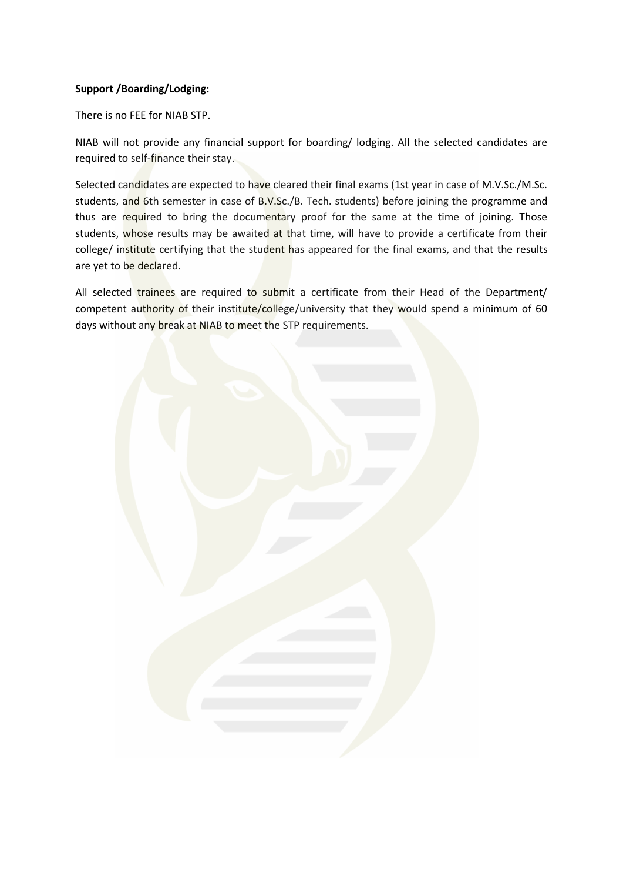**Support /Boarding/Lodging:**

There is no FEE for NIAB STP.

NIAB will not provide any financial support for boarding/ lodging. All the selected candidates are required to self-finance their stay.

Selected candidates are expected to have cleared their final exams (1st year in case of M.V.Sc./M.Sc. students, and 6th semester in case of B.V.Sc./B. Tech. students) before joining the programme and thus are required to bring the documentary proof for the same at the time of joining. Those students, whose results may be awaited at that time, will have to provide a certificate from their college/ institute certifying that the student has appeared for the final exams, and that the results are yet to be declared.

All selected trainees are required to submit a certificate from their Head of the Department/ competent authority of their institute/college/university that they would spend a minimum of 60 days without any break at NIAB to meet the STP requirements.